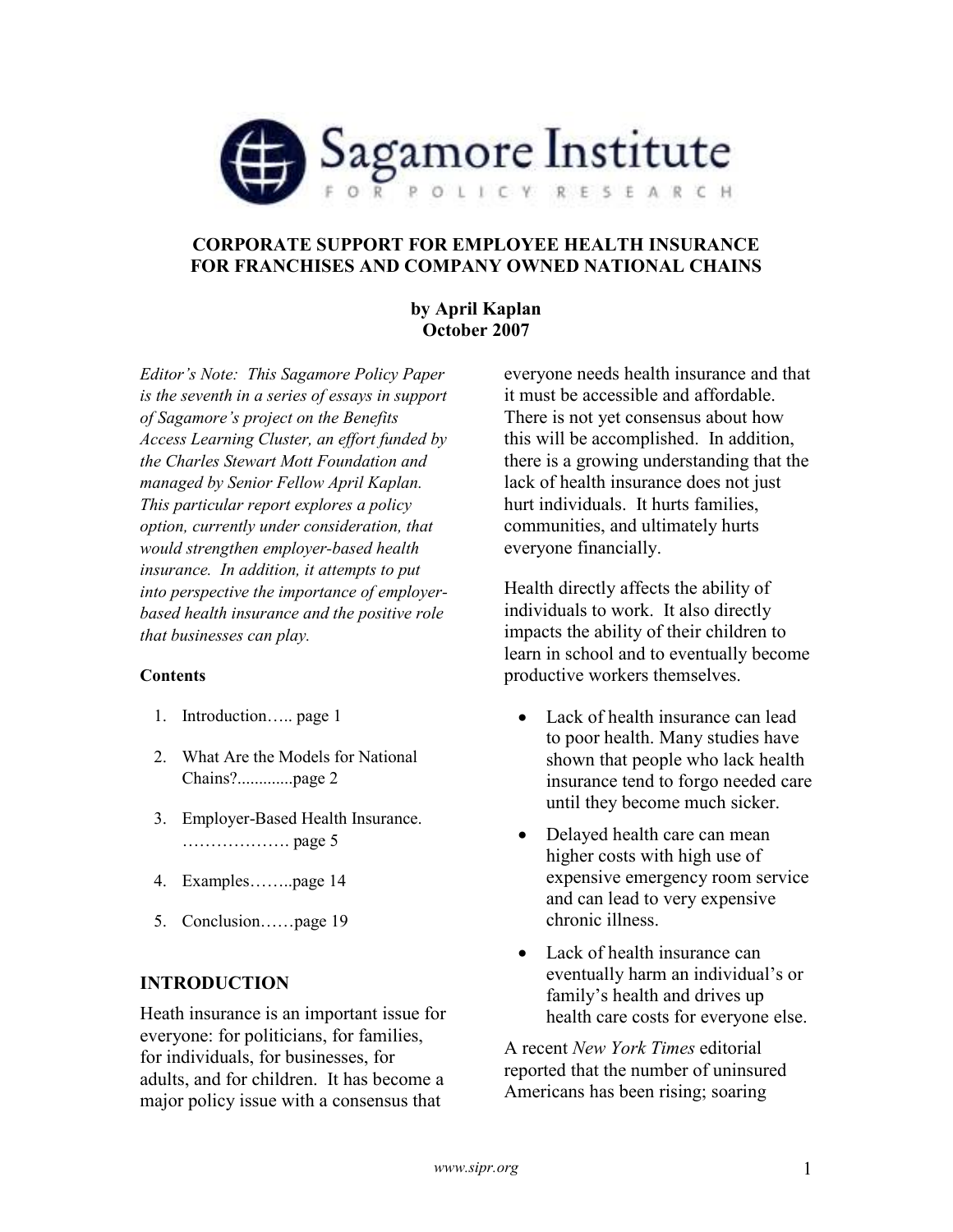Sagamore Institute FOR POLICY RESEARCH

## CORPORATE SUPPORT FOR EMPLOYEE HEALTH INSURANCE FOR FRANCHISES AND COMPANY OWNED NATIONAL CHAINS

**by April Kaplan**
**October 2007**

*Editor's Note: This Sagamore Policy Paper is the seventh in a series of essays in support of Sagamore's project on the Benefits Access Learning Cluster, an effort funded by the Charles Stewart Mott Foundation and managed by Senior Fellow April Kaplan. This particular report explores a policy option, currently under consideration, that would strengthen employer-based health insurance. In addition, it attempts to put into perspective the importance of employer-based health insurance and the positive role that businesses can play.*

**Contents**

1. Introduction….. page 1
2. What Are the Models for National Chains?............page 2
3. Employer-Based Health Insurance. ………………. page 5
4. Examples……..page 14
5. Conclusion……page 19

## INTRODUCTION

Heath insurance is an important issue for everyone: for politicians, for families, for individuals, for businesses, for adults, and for children. It has become a major policy issue with a consensus that everyone needs health insurance and that it must be accessible and affordable. There is not yet consensus about how this will be accomplished. In addition, there is a growing understanding that the lack of health insurance does not just hurt individuals. It hurts families, communities, and ultimately hurts everyone financially.

Health directly affects the ability of individuals to work. It also directly impacts the ability of their children to learn in school and to eventually become productive workers themselves.

- Lack of health insurance can lead to poor health. Many studies have shown that people who lack health insurance tend to forgo needed care until they become much sicker.
- Delayed health care can mean higher costs with high use of expensive emergency room service and can lead to very expensive chronic illness.
- Lack of health insurance can eventually harm an individual's or family's health and drives up health care costs for everyone else.

A recent *New York Times* editorial reported that the number of uninsured Americans has been rising; soaring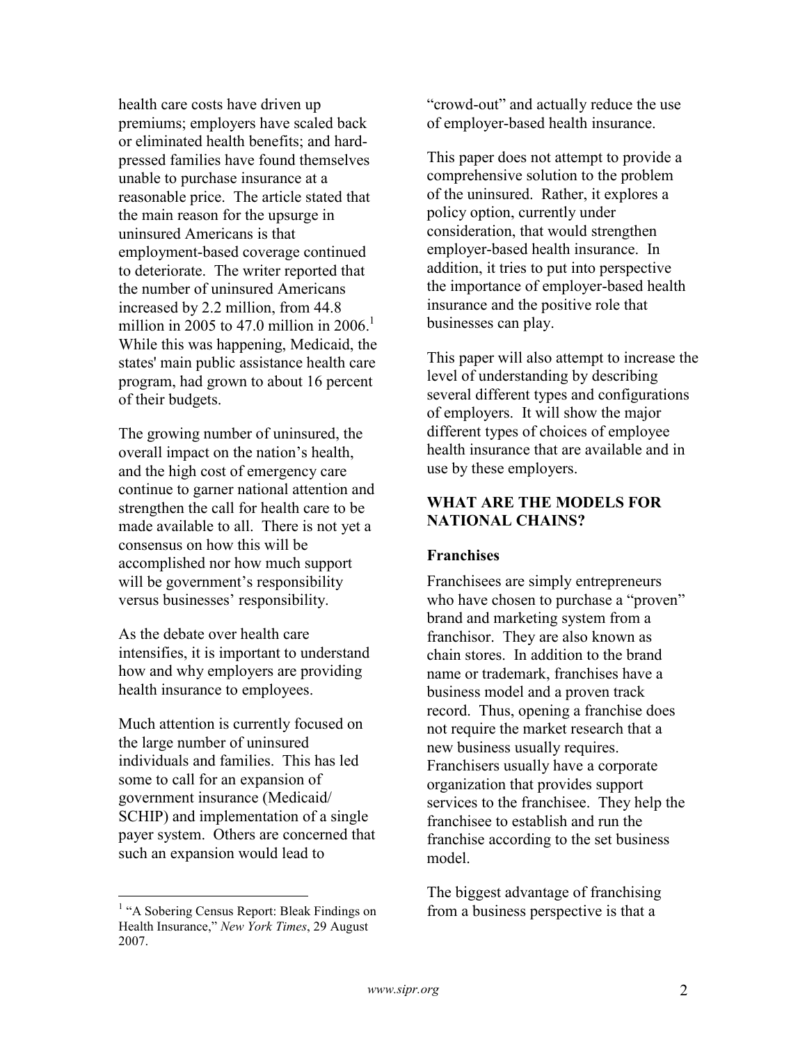health care costs have driven up premiums; employers have scaled back or eliminated health benefits; and hard-pressed families have found themselves unable to purchase insurance at a reasonable price. The article stated that the main reason for the upsurge in uninsured Americans is that employment-based coverage continued to deteriorate. The writer reported that the number of uninsured Americans increased by 2.2 million, from 44.8 million in 2005 to 47.0 million in 2006.[1] While this was happening, Medicaid, the states' main public assistance health care program, had grown to about 16 percent of their budgets.

The growing number of uninsured, the overall impact on the nation's health, and the high cost of emergency care continue to garner national attention and strengthen the call for health care to be made available to all. There is not yet a consensus on how this will be accomplished nor how much support will be government's responsibility versus businesses' responsibility.

As the debate over health care intensifies, it is important to understand how and why employers are providing health insurance to employees.

Much attention is currently focused on the large number of uninsured individuals and families. This has led some to call for an expansion of government insurance (Medicaid/SCHIP) and implementation of a single payer system. Others are concerned that such an expansion would lead to "crowd-out" and actually reduce the use of employer-based health insurance.

This paper does not attempt to provide a comprehensive solution to the problem of the uninsured. Rather, it explores a policy option, currently under consideration, that would strengthen employer-based health insurance. In addition, it tries to put into perspective the importance of employer-based health insurance and the positive role that businesses can play.

This paper will also attempt to increase the level of understanding by describing several different types and configurations of employers. It will show the major different types of choices of employee health insurance that are available and in use by these employers.

## WHAT ARE THE MODELS FOR NATIONAL CHAINS?

### Franchises

Franchisees are simply entrepreneurs who have chosen to purchase a "proven" brand and marketing system from a franchisor. They are also known as chain stores. In addition to the brand name or trademark, franchises have a business model and a proven track record. Thus, opening a franchise does not require the market research that a new business usually requires. Franchisers usually have a corporate organization that provides support services to the franchisee. They help the franchisee to establish and run the franchise according to the set business model.

The biggest advantage of franchising from a business perspective is that a

[1] "A Sobering Census Report: Bleak Findings on Health Insurance," *New York Times*, 29 August 2007.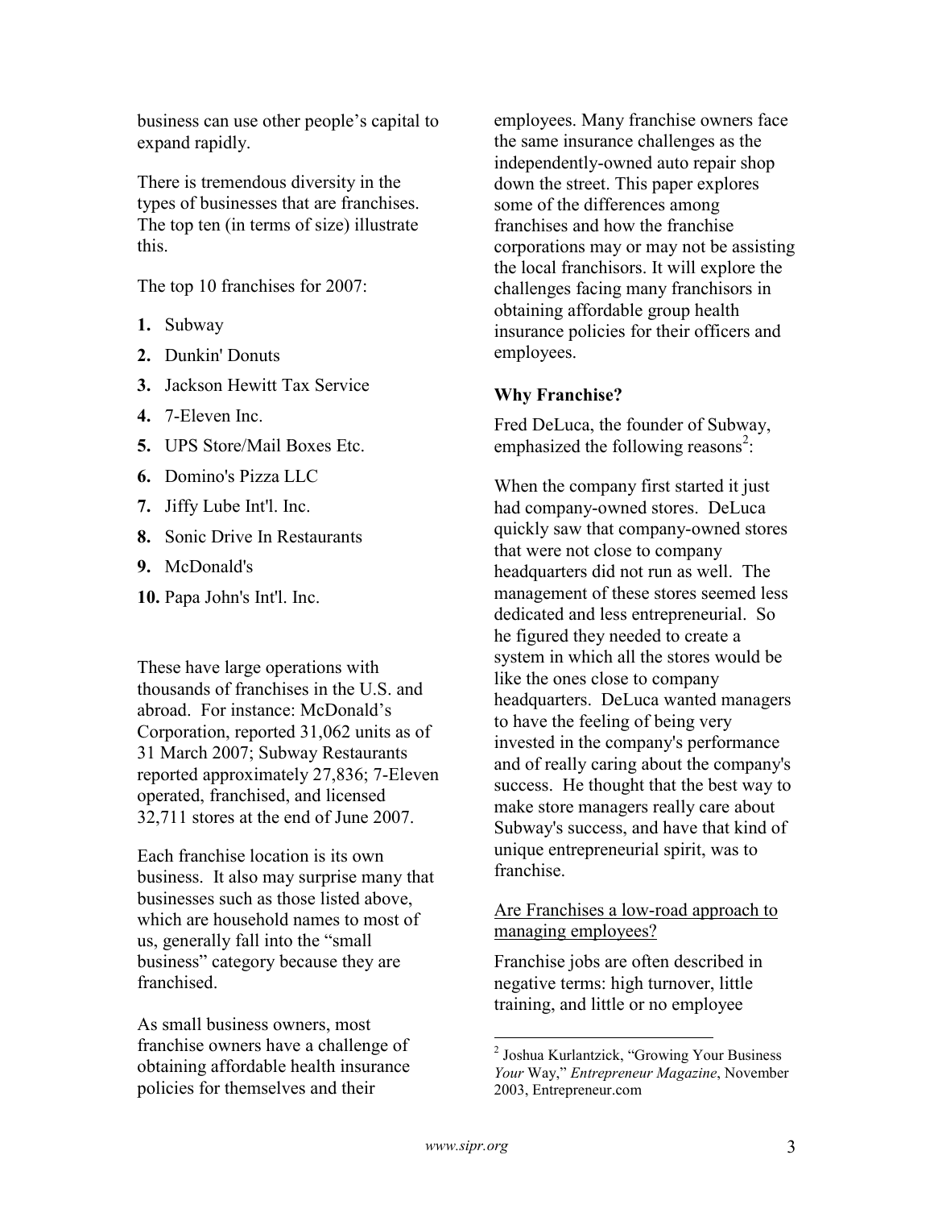business can use other people's capital to expand rapidly.

There is tremendous diversity in the types of businesses that are franchises. The top ten (in terms of size) illustrate this.

The top 10 franchises for 2007:

1. Subway
2. Dunkin' Donuts
3. Jackson Hewitt Tax Service
4. 7-Eleven Inc.
5. UPS Store/Mail Boxes Etc.
6. Domino's Pizza LLC
7. Jiffy Lube Int'l. Inc.
8. Sonic Drive In Restaurants
9. McDonald's
10. Papa John's Int'l. Inc.

These have large operations with thousands of franchises in the U.S. and abroad. For instance: McDonald's Corporation, reported 31,062 units as of 31 March 2007; Subway Restaurants reported approximately 27,836; 7-Eleven operated, franchised, and licensed 32,711 stores at the end of June 2007.

Each franchise location is its own business. It also may surprise many that businesses such as those listed above, which are household names to most of us, generally fall into the "small business" category because they are franchised.

As small business owners, most franchise owners have a challenge of obtaining affordable health insurance policies for themselves and their employees. Many franchise owners face the same insurance challenges as the independently-owned auto repair shop down the street. This paper explores some of the differences among franchises and how the franchise corporations may or may not be assisting the local franchisors. It will explore the challenges facing many franchisors in obtaining affordable group health insurance policies for their officers and employees.

### Why Franchise?

Fred DeLuca, the founder of Subway, emphasized the following reasons[2]:

When the company first started it just had company-owned stores. DeLuca quickly saw that company-owned stores that were not close to company headquarters did not run as well. The management of these stores seemed less dedicated and less entrepreneurial. So he figured they needed to create a system in which all the stores would be like the ones close to company headquarters. DeLuca wanted managers to have the feeling of being very invested in the company's performance and of really caring about the company's success. He thought that the best way to make store managers really care about Subway's success, and have that kind of unique entrepreneurial spirit, was to franchise.

#### Are Franchises a low-road approach to managing employees?

Franchise jobs are often described in negative terms: high turnover, little training, and little or no employee

[2] Joshua Kurlantzick, "Growing Your Business *Your* Way," *Entrepreneur Magazine*, November 2003, Entrepreneur.com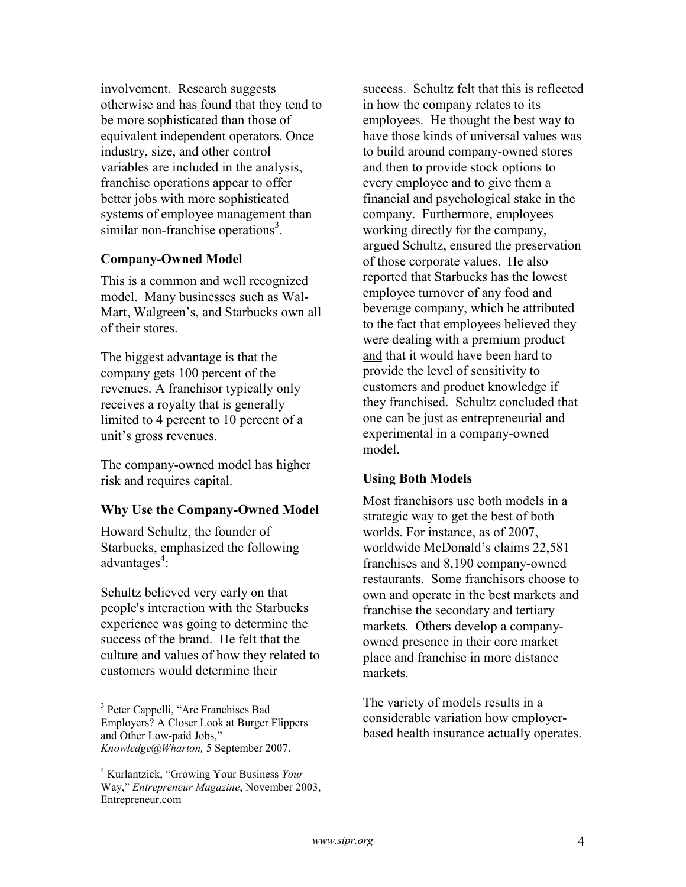involvement. Research suggests otherwise and has found that they tend to be more sophisticated than those of equivalent independent operators. Once industry, size, and other control variables are included in the analysis, franchise operations appear to offer better jobs with more sophisticated systems of employee management than similar non-franchise operations[3].

### Company-Owned Model

This is a common and well recognized model. Many businesses such as Wal-Mart, Walgreen's, and Starbucks own all of their stores.

The biggest advantage is that the company gets 100 percent of the revenues. A franchisor typically only receives a royalty that is generally limited to 4 percent to 10 percent of a unit's gross revenues.

The company-owned model has higher risk and requires capital.

### Why Use the Company-Owned Model

Howard Schultz, the founder of Starbucks, emphasized the following advantages[4]:

Schultz believed very early on that people's interaction with the Starbucks experience was going to determine the success of the brand. He felt that the culture and values of how they related to customers would determine their success. Schultz felt that this is reflected in how the company relates to its employees. He thought the best way to have those kinds of universal values was to build around company-owned stores and then to provide stock options to every employee and to give them a financial and psychological stake in the company. Furthermore, employees working directly for the company, argued Schultz, ensured the preservation of those corporate values. He also reported that Starbucks has the lowest employee turnover of any food and beverage company, which he attributed to the fact that employees believed they were dealing with a premium product <u>and</u> that it would have been hard to provide the level of sensitivity to customers and product knowledge if they franchised. Schultz concluded that one can be just as entrepreneurial and experimental in a company-owned model.

### Using Both Models

Most franchisors use both models in a strategic way to get the best of both worlds. For instance, as of 2007, worldwide McDonald's claims 22,581 franchises and 8,190 company-owned restaurants. Some franchisors choose to own and operate in the best markets and franchise the secondary and tertiary markets. Others develop a company-owned presence in their core market place and franchise in more distance markets.

The variety of models results in a considerable variation how employer-based health insurance actually operates.

---

[3] Peter Cappelli, "Are Franchises Bad Employers? A Closer Look at Burger Flippers and Other Low-paid Jobs," *Knowledge@Wharton,* 5 September 2007.

[4] Kurlantzick, "Growing Your Business *Your* Way," *Entrepreneur Magazine*, November 2003, Entrepreneur.com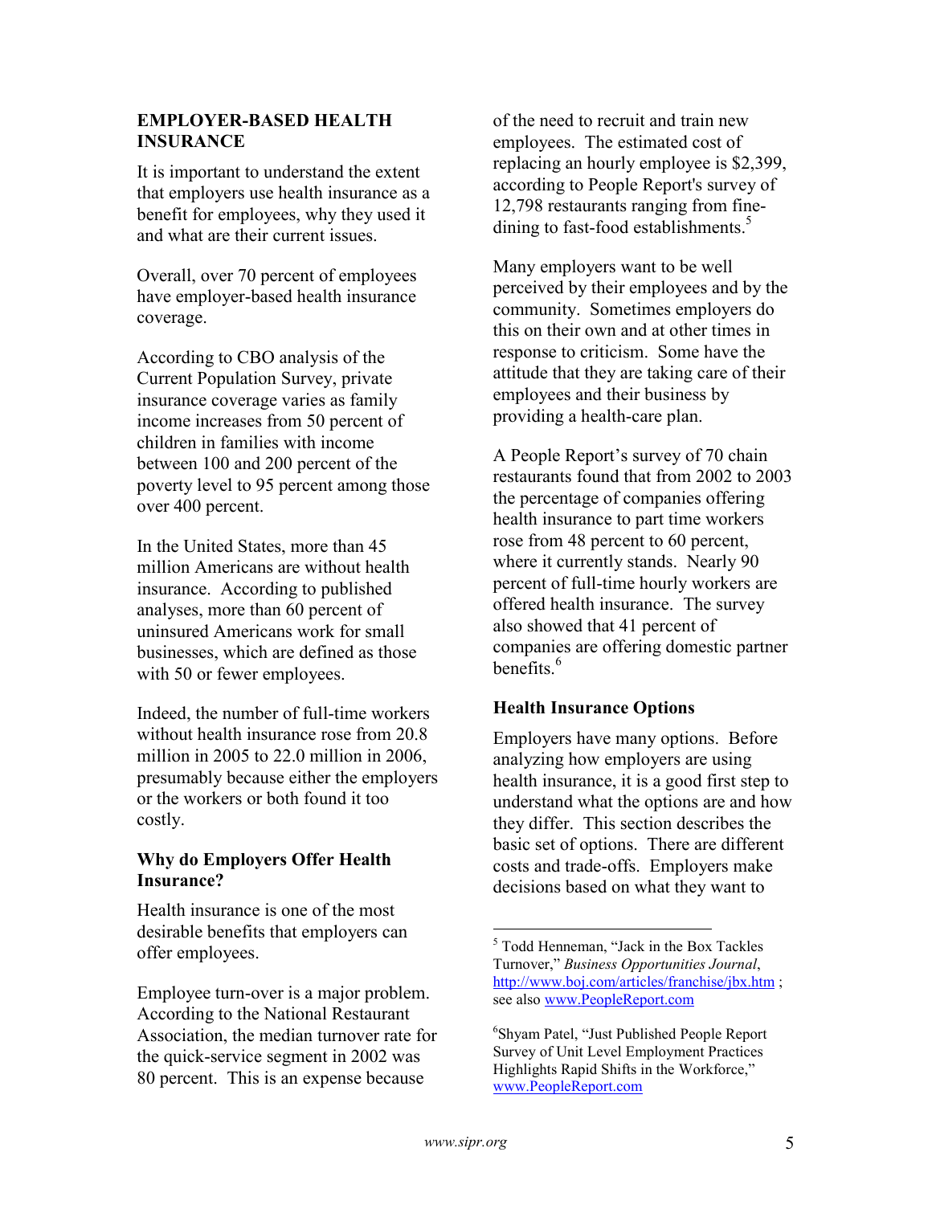## EMPLOYER-BASED HEALTH INSURANCE

It is important to understand the extent that employers use health insurance as a benefit for employees, why they used it and what are their current issues.

Overall, over 70 percent of employees have employer-based health insurance coverage.

According to CBO analysis of the Current Population Survey, private insurance coverage varies as family income increases from 50 percent of children in families with income between 100 and 200 percent of the poverty level to 95 percent among those over 400 percent.

In the United States, more than 45 million Americans are without health insurance. According to published analyses, more than 60 percent of uninsured Americans work for small businesses, which are defined as those with 50 or fewer employees.

Indeed, the number of full-time workers without health insurance rose from 20.8 million in 2005 to 22.0 million in 2006, presumably because either the employers or the workers or both found it too costly.

### Why do Employers Offer Health Insurance?

Health insurance is one of the most desirable benefits that employers can offer employees.

Employee turn-over is a major problem. According to the National Restaurant Association, the median turnover rate for the quick-service segment in 2002 was 80 percent. This is an expense because of the need to recruit and train new employees. The estimated cost of replacing an hourly employee is $2,399, according to People Report's survey of 12,798 restaurants ranging from fine-dining to fast-food establishments.[5]

Many employers want to be well perceived by their employees and by the community. Sometimes employers do this on their own and at other times in response to criticism. Some have the attitude that they are taking care of their employees and their business by providing a health-care plan.

A People Report's survey of 70 chain restaurants found that from 2002 to 2003 the percentage of companies offering health insurance to part time workers rose from 48 percent to 60 percent, where it currently stands. Nearly 90 percent of full-time hourly workers are offered health insurance. The survey also showed that 41 percent of companies are offering domestic partner benefits.[6]

### Health Insurance Options

Employers have many options. Before analyzing how employers are using health insurance, it is a good first step to understand what the options are and how they differ. This section describes the basic set of options. There are different costs and trade-offs. Employers make decisions based on what they want to

---

[5] Todd Henneman, "Jack in the Box Tackles Turnover," *Business Opportunities Journal*, http://www.boj.com/articles/franchise/jbx.htm ; see also www.PeopleReport.com

[6] Shyam Patel, "Just Published People Report Survey of Unit Level Employment Practices Highlights Rapid Shifts in the Workforce," www.PeopleReport.com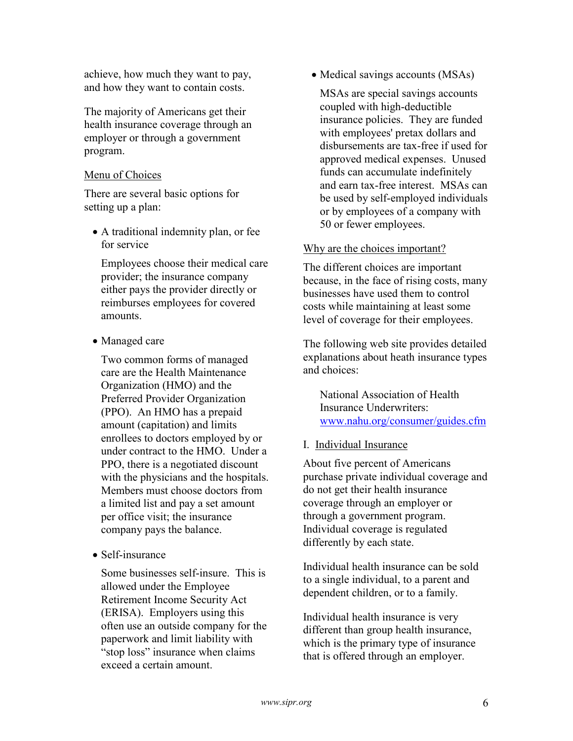achieve, how much they want to pay, and how they want to contain costs.

The majority of Americans get their health insurance coverage through an employer or through a government program.

Menu of Choices

There are several basic options for setting up a plan:

- A traditional indemnity plan, or fee for service

  Employees choose their medical care provider; the insurance company either pays the provider directly or reimburses employees for covered amounts.

- Managed care

  Two common forms of managed care are the Health Maintenance Organization (HMO) and the Preferred Provider Organization (PPO). An HMO has a prepaid amount (capitation) and limits enrollees to doctors employed by or under contract to the HMO. Under a PPO, there is a negotiated discount with the physicians and the hospitals. Members must choose doctors from a limited list and pay a set amount per office visit; the insurance company pays the balance.

- Self-insurance

  Some businesses self-insure. This is allowed under the Employee Retirement Income Security Act (ERISA). Employers using this often use an outside company for the paperwork and limit liability with "stop loss" insurance when claims exceed a certain amount.

- Medical savings accounts (MSAs)

  MSAs are special savings accounts coupled with high-deductible insurance policies. They are funded with employees' pretax dollars and disbursements are tax-free if used for approved medical expenses. Unused funds can accumulate indefinitely and earn tax-free interest. MSAs can be used by self-employed individuals or by employees of a company with 50 or fewer employees.

Why are the choices important?

The different choices are important because, in the face of rising costs, many businesses have used them to control costs while maintaining at least some level of coverage for their employees.

The following web site provides detailed explanations about heath insurance types and choices:

> National Association of Health Insurance Underwriters:
> www.nahu.org/consumer/guides.cfm

## I. Individual Insurance

About five percent of Americans purchase private individual coverage and do not get their health insurance coverage through an employer or through a government program. Individual coverage is regulated differently by each state.

Individual health insurance can be sold to a single individual, to a parent and dependent children, or to a family.

Individual health insurance is very different than group health insurance, which is the primary type of insurance that is offered through an employer.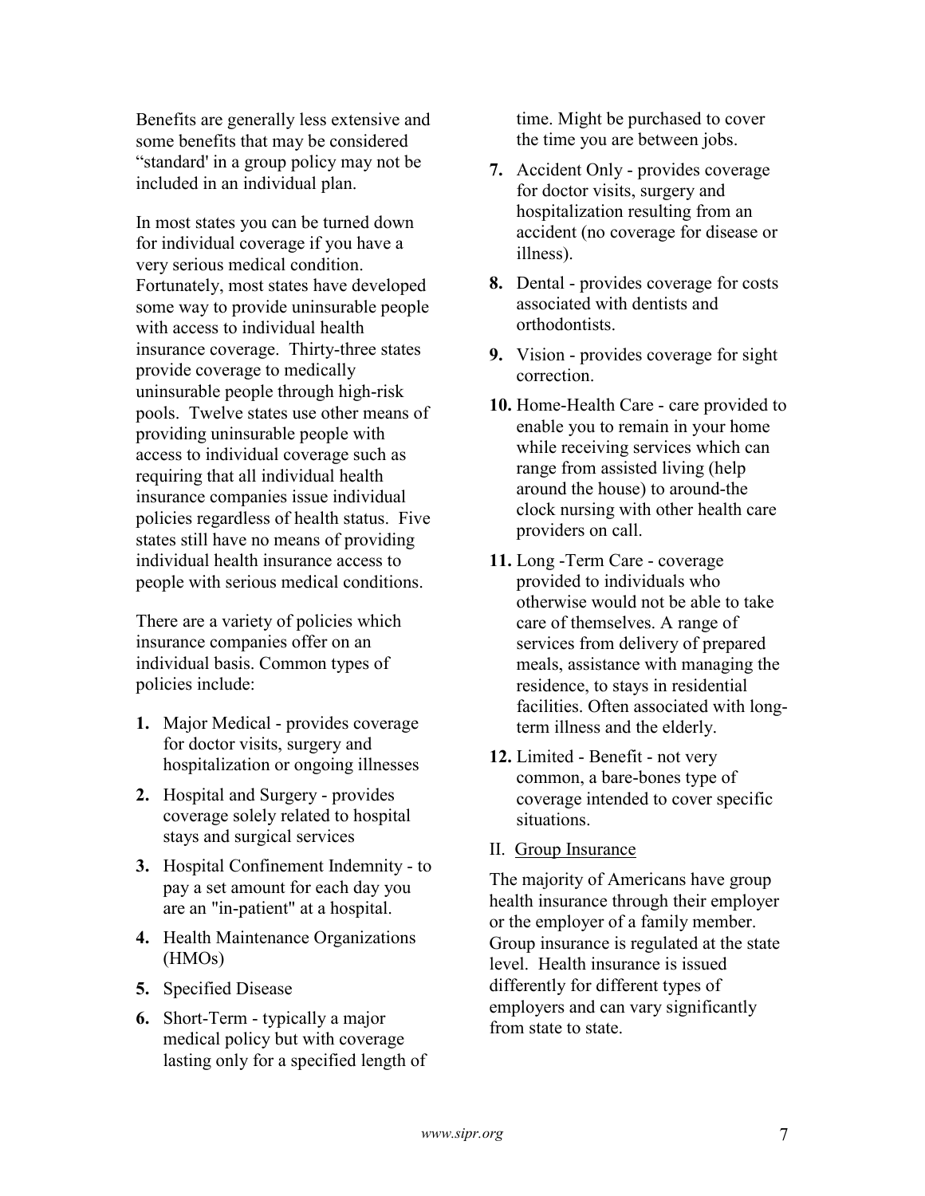Benefits are generally less extensive and some benefits that may be considered "standard' in a group policy may not be included in an individual plan.

In most states you can be turned down for individual coverage if you have a very serious medical condition. Fortunately, most states have developed some way to provide uninsurable people with access to individual health insurance coverage. Thirty-three states provide coverage to medically uninsurable people through high-risk pools. Twelve states use other means of providing uninsurable people with access to individual coverage such as requiring that all individual health insurance companies issue individual policies regardless of health status. Five states still have no means of providing individual health insurance access to people with serious medical conditions.

There are a variety of policies which insurance companies offer on an individual basis. Common types of policies include:

1. Major Medical - provides coverage for doctor visits, surgery and hospitalization or ongoing illnesses
2. Hospital and Surgery - provides coverage solely related to hospital stays and surgical services
3. Hospital Confinement Indemnity - to pay a set amount for each day you are an "in-patient" at a hospital.
4. Health Maintenance Organizations (HMOs)
5. Specified Disease
6. Short-Term - typically a major medical policy but with coverage lasting only for a specified length of time. Might be purchased to cover the time you are between jobs.
7. Accident Only - provides coverage for doctor visits, surgery and hospitalization resulting from an accident (no coverage for disease or illness).
8. Dental - provides coverage for costs associated with dentists and orthodontists.
9. Vision - provides coverage for sight correction.
10. Home-Health Care - care provided to enable you to remain in your home while receiving services which can range from assisted living (help around the house) to around-the clock nursing with other health care providers on call.
11. Long -Term Care - coverage provided to individuals who otherwise would not be able to take care of themselves. A range of services from delivery of prepared meals, assistance with managing the residence, to stays in residential facilities. Often associated with long-term illness and the elderly.
12. Limited - Benefit - not very common, a bare-bones type of coverage intended to cover specific situations.

II. <u>Group Insurance</u>

The majority of Americans have group health insurance through their employer or the employer of a family member. Group insurance is regulated at the state level. Health insurance is issued differently for different types of employers and can vary significantly from state to state.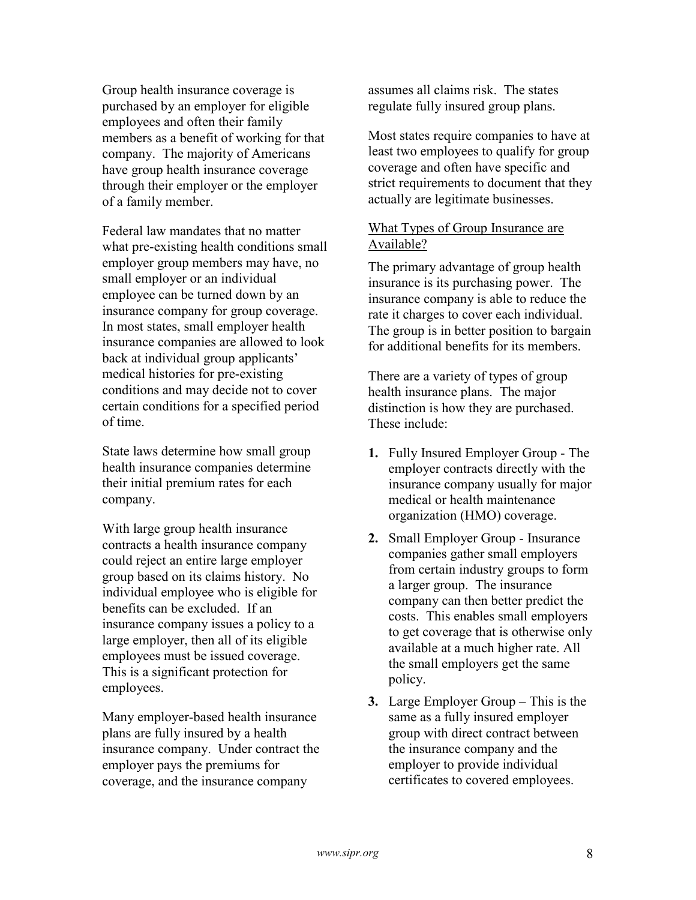Group health insurance coverage is purchased by an employer for eligible employees and often their family members as a benefit of working for that company. The majority of Americans have group health insurance coverage through their employer or the employer of a family member.

Federal law mandates that no matter what pre-existing health conditions small employer group members may have, no small employer or an individual employee can be turned down by an insurance company for group coverage. In most states, small employer health insurance companies are allowed to look back at individual group applicants' medical histories for pre-existing conditions and may decide not to cover certain conditions for a specified period of time.

State laws determine how small group health insurance companies determine their initial premium rates for each company.

With large group health insurance contracts a health insurance company could reject an entire large employer group based on its claims history. No individual employee who is eligible for benefits can be excluded. If an insurance company issues a policy to a large employer, then all of its eligible employees must be issued coverage. This is a significant protection for employees.

Many employer-based health insurance plans are fully insured by a health insurance company. Under contract the employer pays the premiums for coverage, and the insurance company assumes all claims risk. The states regulate fully insured group plans.

Most states require companies to have at least two employees to qualify for group coverage and often have specific and strict requirements to document that they actually are legitimate businesses.

## What Types of Group Insurance are Available?

The primary advantage of group health insurance is its purchasing power. The insurance company is able to reduce the rate it charges to cover each individual. The group is in better position to bargain for additional benefits for its members.

There are a variety of types of group health insurance plans. The major distinction is how they are purchased. These include:

1. Fully Insured Employer Group - The employer contracts directly with the insurance company usually for major medical or health maintenance organization (HMO) coverage.
2. Small Employer Group - Insurance companies gather small employers from certain industry groups to form a larger group. The insurance company can then better predict the costs. This enables small employers to get coverage that is otherwise only available at a much higher rate. All the small employers get the same policy.
3. Large Employer Group – This is the same as a fully insured employer group with direct contract between the insurance company and the employer to provide individual certificates to covered employees.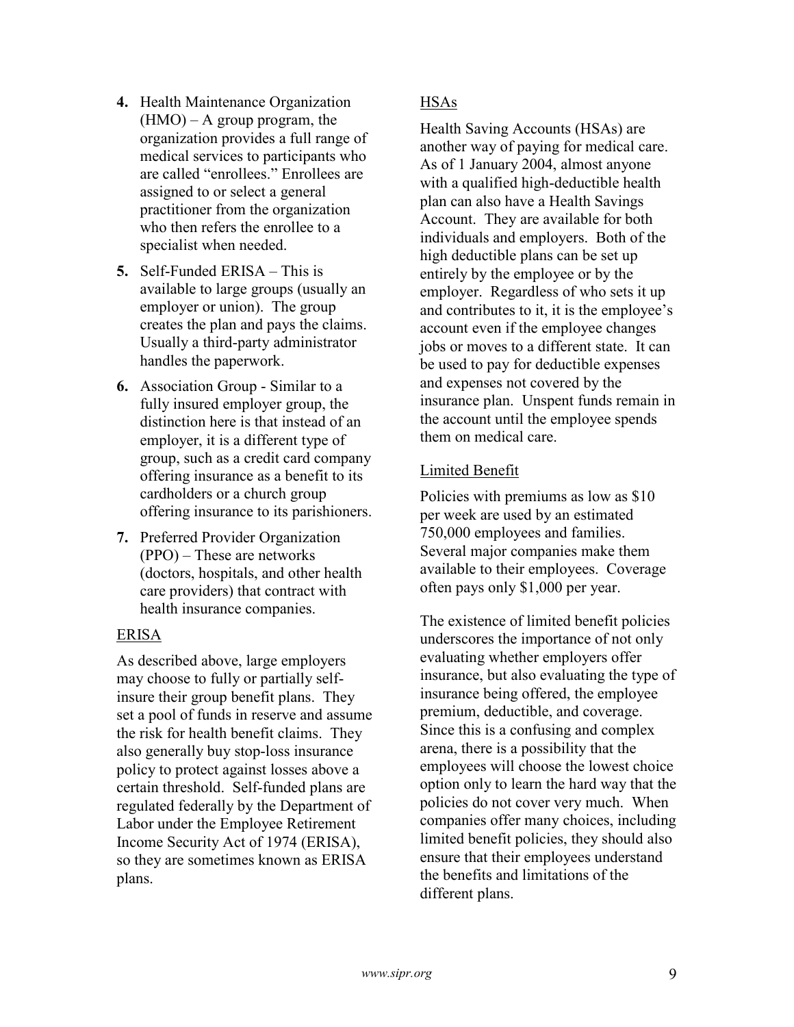4. Health Maintenance Organization (HMO) – A group program, the organization provides a full range of medical services to participants who are called "enrollees." Enrollees are assigned to or select a general practitioner from the organization who then refers the enrollee to a specialist when needed.

5. Self-Funded ERISA – This is available to large groups (usually an employer or union). The group creates the plan and pays the claims. Usually a third-party administrator handles the paperwork.

6. Association Group - Similar to a fully insured employer group, the distinction here is that instead of an employer, it is a different type of group, such as a credit card company offering insurance as a benefit to its cardholders or a church group offering insurance to its parishioners.

7. Preferred Provider Organization (PPO) – These are networks (doctors, hospitals, and other health care providers) that contract with health insurance companies.

### ERISA

As described above, large employers may choose to fully or partially self-insure their group benefit plans. They set a pool of funds in reserve and assume the risk for health benefit claims. They also generally buy stop-loss insurance policy to protect against losses above a certain threshold. Self-funded plans are regulated federally by the Department of Labor under the Employee Retirement Income Security Act of 1974 (ERISA), so they are sometimes known as ERISA plans.

### HSAs

Health Saving Accounts (HSAs) are another way of paying for medical care. As of 1 January 2004, almost anyone with a qualified high-deductible health plan can also have a Health Savings Account. They are available for both individuals and employers. Both of the high deductible plans can be set up entirely by the employee or by the employer. Regardless of who sets it up and contributes to it, it is the employee's account even if the employee changes jobs or moves to a different state. It can be used to pay for deductible expenses and expenses not covered by the insurance plan. Unspent funds remain in the account until the employee spends them on medical care.

### Limited Benefit

Policies with premiums as low as $10 per week are used by an estimated 750,000 employees and families. Several major companies make them available to their employees. Coverage often pays only $1,000 per year.

The existence of limited benefit policies underscores the importance of not only evaluating whether employers offer insurance, but also evaluating the type of insurance being offered, the employee premium, deductible, and coverage. Since this is a confusing and complex arena, there is a possibility that the employees will choose the lowest choice option only to learn the hard way that the policies do not cover very much. When companies offer many choices, including limited benefit policies, they should also ensure that their employees understand the benefits and limitations of the different plans.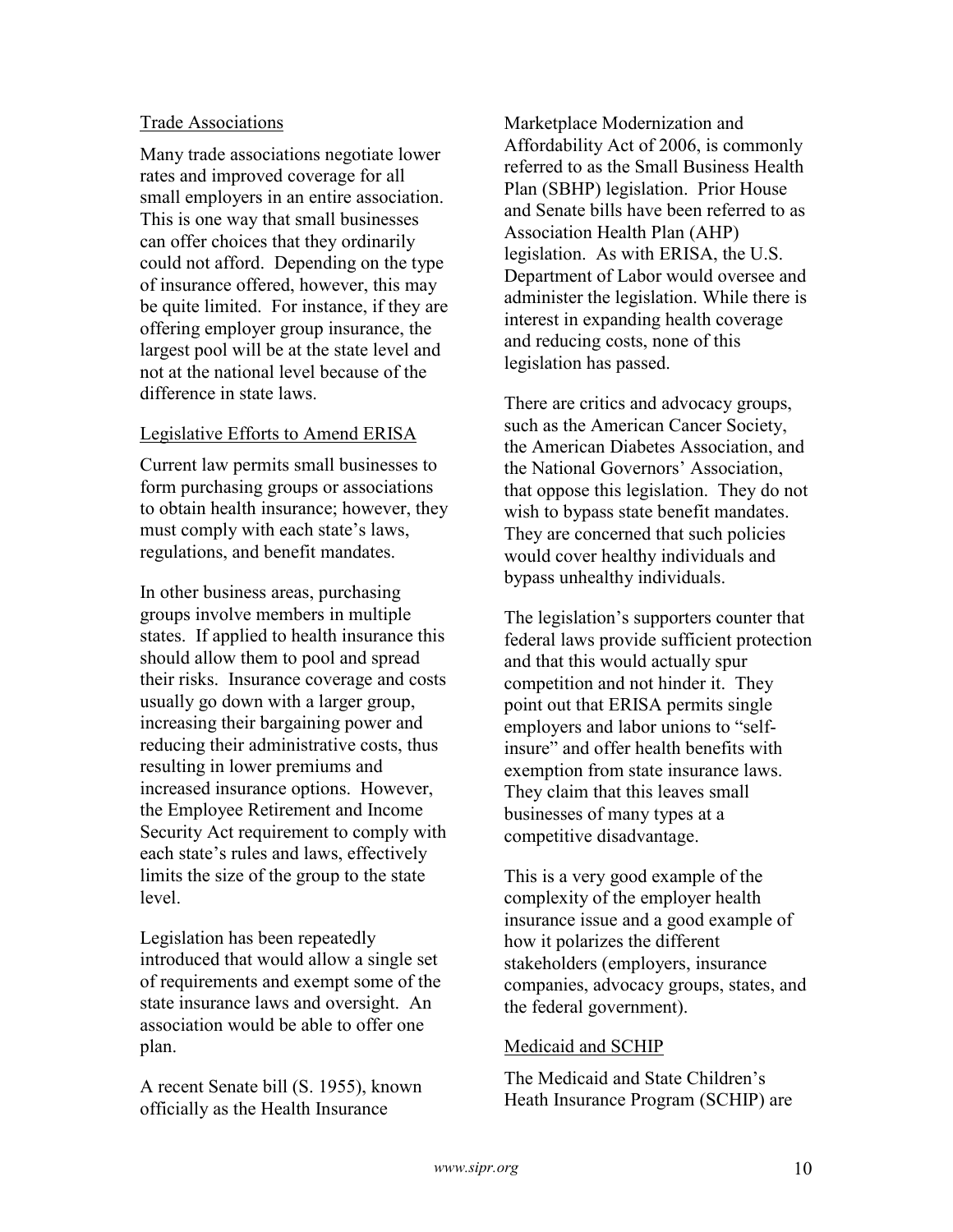## Trade Associations

Many trade associations negotiate lower rates and improved coverage for all small employers in an entire association. This is one way that small businesses can offer choices that they ordinarily could not afford. Depending on the type of insurance offered, however, this may be quite limited. For instance, if they are offering employer group insurance, the largest pool will be at the state level and not at the national level because of the difference in state laws.

## Legislative Efforts to Amend ERISA

Current law permits small businesses to form purchasing groups or associations to obtain health insurance; however, they must comply with each state's laws, regulations, and benefit mandates.

In other business areas, purchasing groups involve members in multiple states. If applied to health insurance this should allow them to pool and spread their risks. Insurance coverage and costs usually go down with a larger group, increasing their bargaining power and reducing their administrative costs, thus resulting in lower premiums and increased insurance options. However, the Employee Retirement and Income Security Act requirement to comply with each state's rules and laws, effectively limits the size of the group to the state level.

Legislation has been repeatedly introduced that would allow a single set of requirements and exempt some of the state insurance laws and oversight. An association would be able to offer one plan.

A recent Senate bill (S. 1955), known officially as the Health Insurance Marketplace Modernization and Affordability Act of 2006, is commonly referred to as the Small Business Health Plan (SBHP) legislation. Prior House and Senate bills have been referred to as Association Health Plan (AHP) legislation. As with ERISA, the U.S. Department of Labor would oversee and administer the legislation. While there is interest in expanding health coverage and reducing costs, none of this legislation has passed.

There are critics and advocacy groups, such as the American Cancer Society, the American Diabetes Association, and the National Governors' Association, that oppose this legislation. They do not wish to bypass state benefit mandates. They are concerned that such policies would cover healthy individuals and bypass unhealthy individuals.

The legislation's supporters counter that federal laws provide sufficient protection and that this would actually spur competition and not hinder it. They point out that ERISA permits single employers and labor unions to "self-insure" and offer health benefits with exemption from state insurance laws. They claim that this leaves small businesses of many types at a competitive disadvantage.

This is a very good example of the complexity of the employer health insurance issue and a good example of how it polarizes the different stakeholders (employers, insurance companies, advocacy groups, states, and the federal government).

## Medicaid and SCHIP

The Medicaid and State Children's Heath Insurance Program (SCHIP) are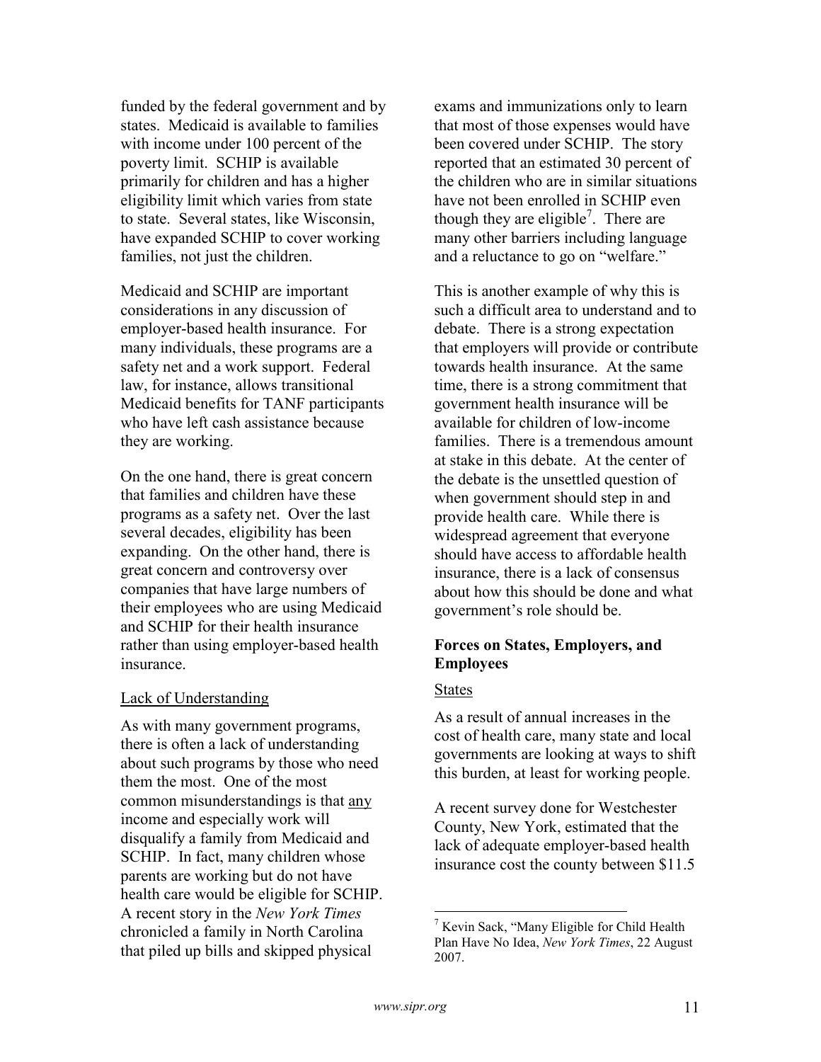funded by the federal government and by states. Medicaid is available to families with income under 100 percent of the poverty limit. SCHIP is available primarily for children and has a higher eligibility limit which varies from state to state. Several states, like Wisconsin, have expanded SCHIP to cover working families, not just the children.

Medicaid and SCHIP are important considerations in any discussion of employer-based health insurance. For many individuals, these programs are a safety net and a work support. Federal law, for instance, allows transitional Medicaid benefits for TANF participants who have left cash assistance because they are working.

On the one hand, there is great concern that families and children have these programs as a safety net. Over the last several decades, eligibility has been expanding. On the other hand, there is great concern and controversy over companies that have large numbers of their employees who are using Medicaid and SCHIP for their health insurance rather than using employer-based health insurance.

<u>Lack of Understanding</u>

As with many government programs, there is often a lack of understanding about such programs by those who need them the most. One of the most common misunderstandings is that <u>any</u> income and especially work will disqualify a family from Medicaid and SCHIP. In fact, many children whose parents are working but do not have health care would be eligible for SCHIP. A recent story in the *New York Times* chronicled a family in North Carolina that piled up bills and skipped physical exams and immunizations only to learn that most of those expenses would have been covered under SCHIP. The story reported that an estimated 30 percent of the children who are in similar situations have not been enrolled in SCHIP even though they are eligible[7]. There are many other barriers including language and a reluctance to go on "welfare."

This is another example of why this is such a difficult area to understand and to debate. There is a strong expectation that employers will provide or contribute towards health insurance. At the same time, there is a strong commitment that government health insurance will be available for children of low-income families. There is a tremendous amount at stake in this debate. At the center of the debate is the unsettled question of when government should step in and provide health care. While there is widespread agreement that everyone should have access to affordable health insurance, there is a lack of consensus about how this should be done and what government's role should be.

### Forces on States, Employers, and Employees

<u>States</u>

As a result of annual increases in the cost of health care, many state and local governments are looking at ways to shift this burden, at least for working people.

A recent survey done for Westchester County, New York, estimated that the lack of adequate employer-based health insurance cost the county between $11.5

---

[7] Kevin Sack, "Many Eligible for Child Health Plan Have No Idea, *New York Times*, 22 August 2007.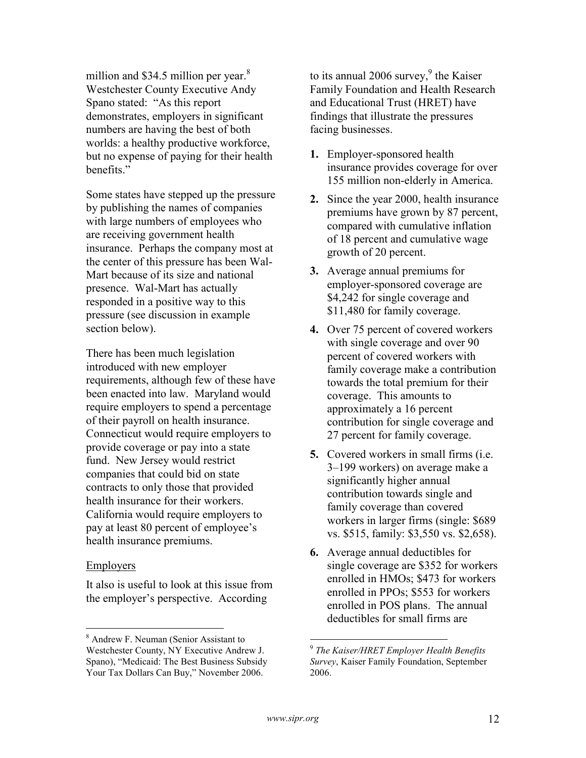million and $34.5 million per year.[8] Westchester County Executive Andy Spano stated: "As this report demonstrates, employers in significant numbers are having the best of both worlds: a healthy productive workforce, but no expense of paying for their health benefits."

Some states have stepped up the pressure by publishing the names of companies with large numbers of employees who are receiving government health insurance. Perhaps the company most at the center of this pressure has been Wal-Mart because of its size and national presence. Wal-Mart has actually responded in a positive way to this pressure (see discussion in example section below).

There has been much legislation introduced with new employer requirements, although few of these have been enacted into law. Maryland would require employers to spend a percentage of their payroll on health insurance. Connecticut would require employers to provide coverage or pay into a state fund. New Jersey would restrict companies that could bid on state contracts to only those that provided health insurance for their workers. California would require employers to pay at least 80 percent of employee's health insurance premiums.

Employers

It also is useful to look at this issue from the employer's perspective. According to its annual 2006 survey,[9] the Kaiser Family Foundation and Health Research and Educational Trust (HRET) have findings that illustrate the pressures facing businesses.

1. Employer-sponsored health insurance provides coverage for over 155 million non-elderly in America.
2. Since the year 2000, health insurance premiums have grown by 87 percent, compared with cumulative inflation of 18 percent and cumulative wage growth of 20 percent.
3. Average annual premiums for employer-sponsored coverage are $4,242 for single coverage and $11,480 for family coverage.
4. Over 75 percent of covered workers with single coverage and over 90 percent of covered workers with family coverage make a contribution towards the total premium for their coverage. This amounts to approximately a 16 percent contribution for single coverage and 27 percent for family coverage.
5. Covered workers in small firms (i.e. 3–199 workers) on average make a significantly higher annual contribution towards single and family coverage than covered workers in larger firms (single: $689 vs. $515, family: $3,550 vs. $2,658).
6. Average annual deductibles for single coverage are $352 for workers enrolled in HMOs; $473 for workers enrolled in PPOs; $553 for workers enrolled in POS plans. The annual deductibles for small firms are

---

[8] Andrew F. Neuman (Senior Assistant to Westchester County, NY Executive Andrew J. Spano), "Medicaid: The Best Business Subsidy Your Tax Dollars Can Buy," November 2006.

[9] *The Kaiser/HRET Employer Health Benefits Survey*, Kaiser Family Foundation, September 2006.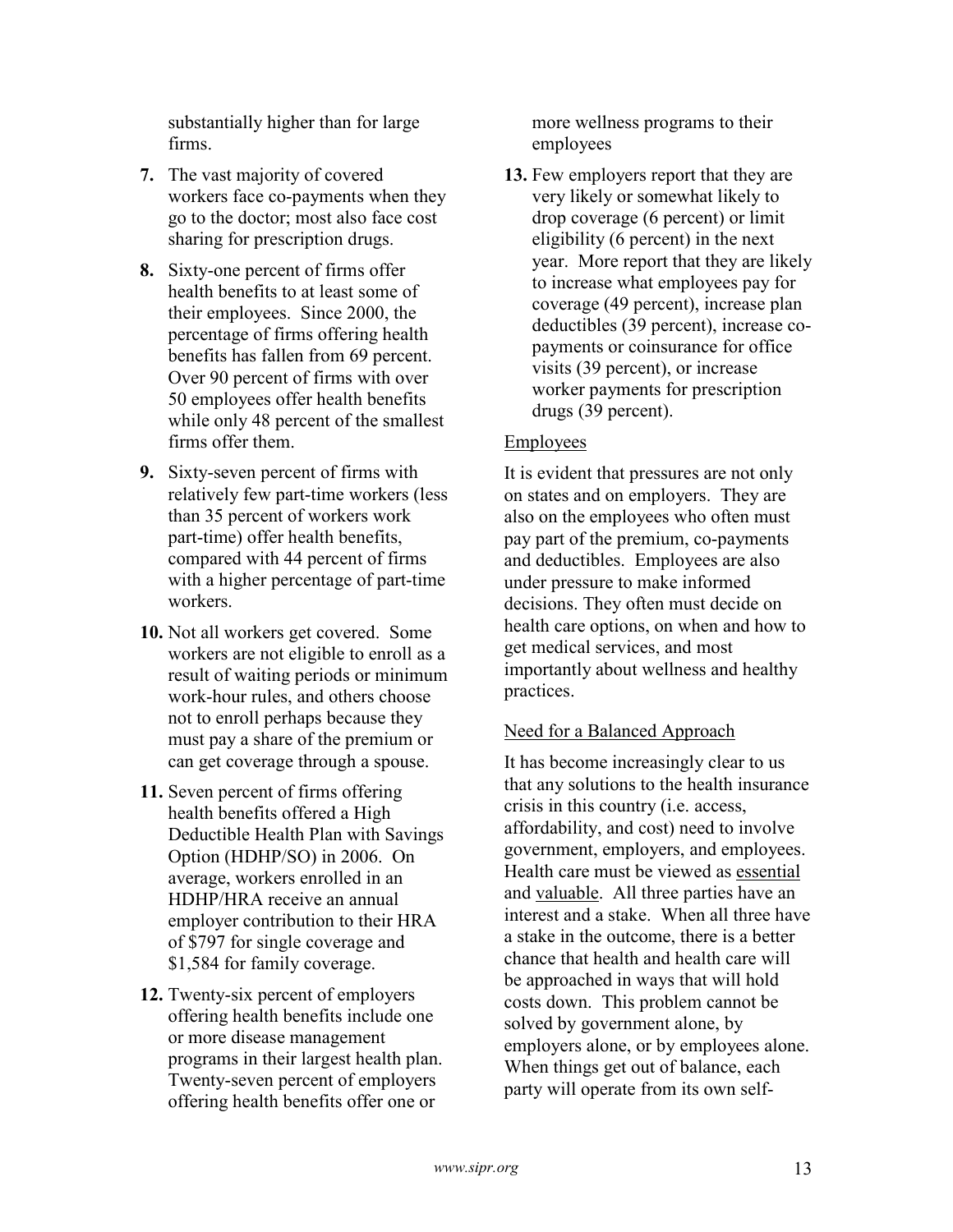substantially higher than for large firms.

7. The vast majority of covered workers face co-payments when they go to the doctor; most also face cost sharing for prescription drugs.

8. Sixty-one percent of firms offer health benefits to at least some of their employees. Since 2000, the percentage of firms offering health benefits has fallen from 69 percent. Over 90 percent of firms with over 50 employees offer health benefits while only 48 percent of the smallest firms offer them.

9. Sixty-seven percent of firms with relatively few part-time workers (less than 35 percent of workers work part-time) offer health benefits, compared with 44 percent of firms with a higher percentage of part-time workers.

10. Not all workers get covered. Some workers are not eligible to enroll as a result of waiting periods or minimum work-hour rules, and others choose not to enroll perhaps because they must pay a share of the premium or can get coverage through a spouse.

11. Seven percent of firms offering health benefits offered a High Deductible Health Plan with Savings Option (HDHP/SO) in 2006. On average, workers enrolled in an HDHP/HRA receive an annual employer contribution to their HRA of $797 for single coverage and $1,584 for family coverage.

12. Twenty-six percent of employers offering health benefits include one or more disease management programs in their largest health plan. Twenty-seven percent of employers offering health benefits offer one or more wellness programs to their employees

13. Few employers report that they are very likely or somewhat likely to drop coverage (6 percent) or limit eligibility (6 percent) in the next year. More report that they are likely to increase what employees pay for coverage (49 percent), increase plan deductibles (39 percent), increase co-payments or coinsurance for office visits (39 percent), or increase worker payments for prescription drugs (39 percent).

### Employees

It is evident that pressures are not only on states and on employers. They are also on the employees who often must pay part of the premium, co-payments and deductibles. Employees are also under pressure to make informed decisions. They often must decide on health care options, on when and how to get medical services, and most importantly about wellness and healthy practices.

### Need for a Balanced Approach

It has become increasingly clear to us that any solutions to the health insurance crisis in this country (i.e. access, affordability, and cost) need to involve government, employers, and employees. Health care must be viewed as essential and valuable. All three parties have an interest and a stake. When all three have a stake in the outcome, there is a better chance that health and health care will be approached in ways that will hold costs down. This problem cannot be solved by government alone, by employers alone, or by employees alone. When things get out of balance, each party will operate from its own self-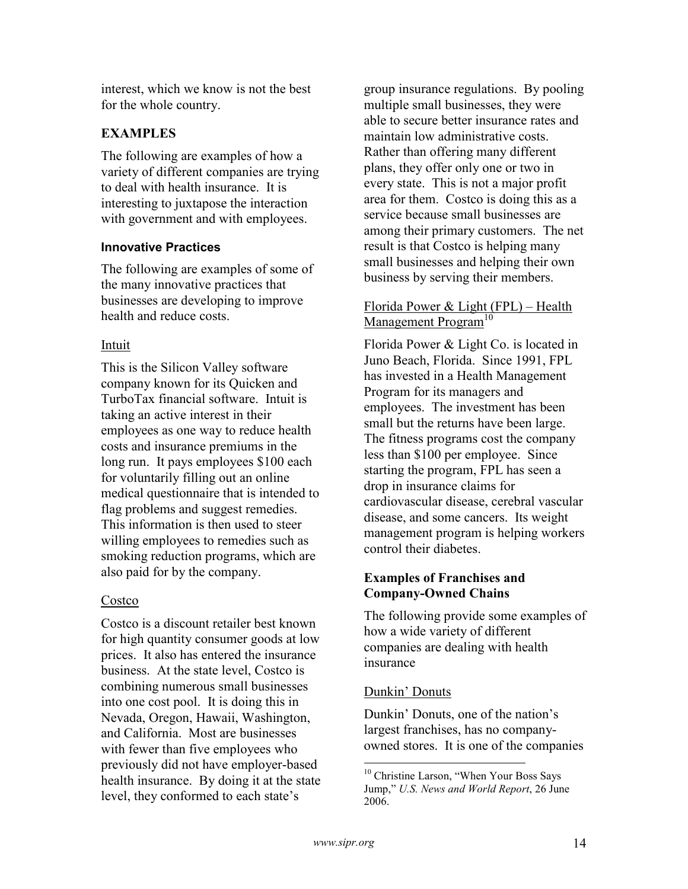interest, which we know is not the best for the whole country.

## EXAMPLES

The following are examples of how a variety of different companies are trying to deal with health insurance. It is interesting to juxtapose the interaction with government and with employees.

### Innovative Practices

The following are examples of some of the many innovative practices that businesses are developing to improve health and reduce costs.

#### Intuit

This is the Silicon Valley software company known for its Quicken and TurboTax financial software. Intuit is taking an active interest in their employees as one way to reduce health costs and insurance premiums in the long run. It pays employees $100 each for voluntarily filling out an online medical questionnaire that is intended to flag problems and suggest remedies. This information is then used to steer willing employees to remedies such as smoking reduction programs, which are also paid for by the company.

#### Costco

Costco is a discount retailer best known for high quantity consumer goods at low prices. It also has entered the insurance business. At the state level, Costco is combining numerous small businesses into one cost pool. It is doing this in Nevada, Oregon, Hawaii, Washington, and California. Most are businesses with fewer than five employees who previously did not have employer-based health insurance. By doing it at the state level, they conformed to each state's group insurance regulations. By pooling multiple small businesses, they were able to secure better insurance rates and maintain low administrative costs. Rather than offering many different plans, they offer only one or two in every state. This is not a major profit area for them. Costco is doing this as a service because small businesses are among their primary customers. The net result is that Costco is helping many small businesses and helping their own business by serving their members.

#### Florida Power & Light (FPL) – Health Management Program[10]

Florida Power & Light Co. is located in Juno Beach, Florida. Since 1991, FPL has invested in a Health Management Program for its managers and employees. The investment has been small but the returns have been large. The fitness programs cost the company less than $100 per employee. Since starting the program, FPL has seen a drop in insurance claims for cardiovascular disease, cerebral vascular disease, and some cancers. Its weight management program is helping workers control their diabetes.

### Examples of Franchises and Company-Owned Chains

The following provide some examples of how a wide variety of different companies are dealing with health insurance

#### Dunkin' Donuts

Dunkin' Donuts, one of the nation's largest franchises, has no company-owned stores. It is one of the companies

---

[10] Christine Larson, "When Your Boss Says Jump," *U.S. News and World Report*, 26 June 2006.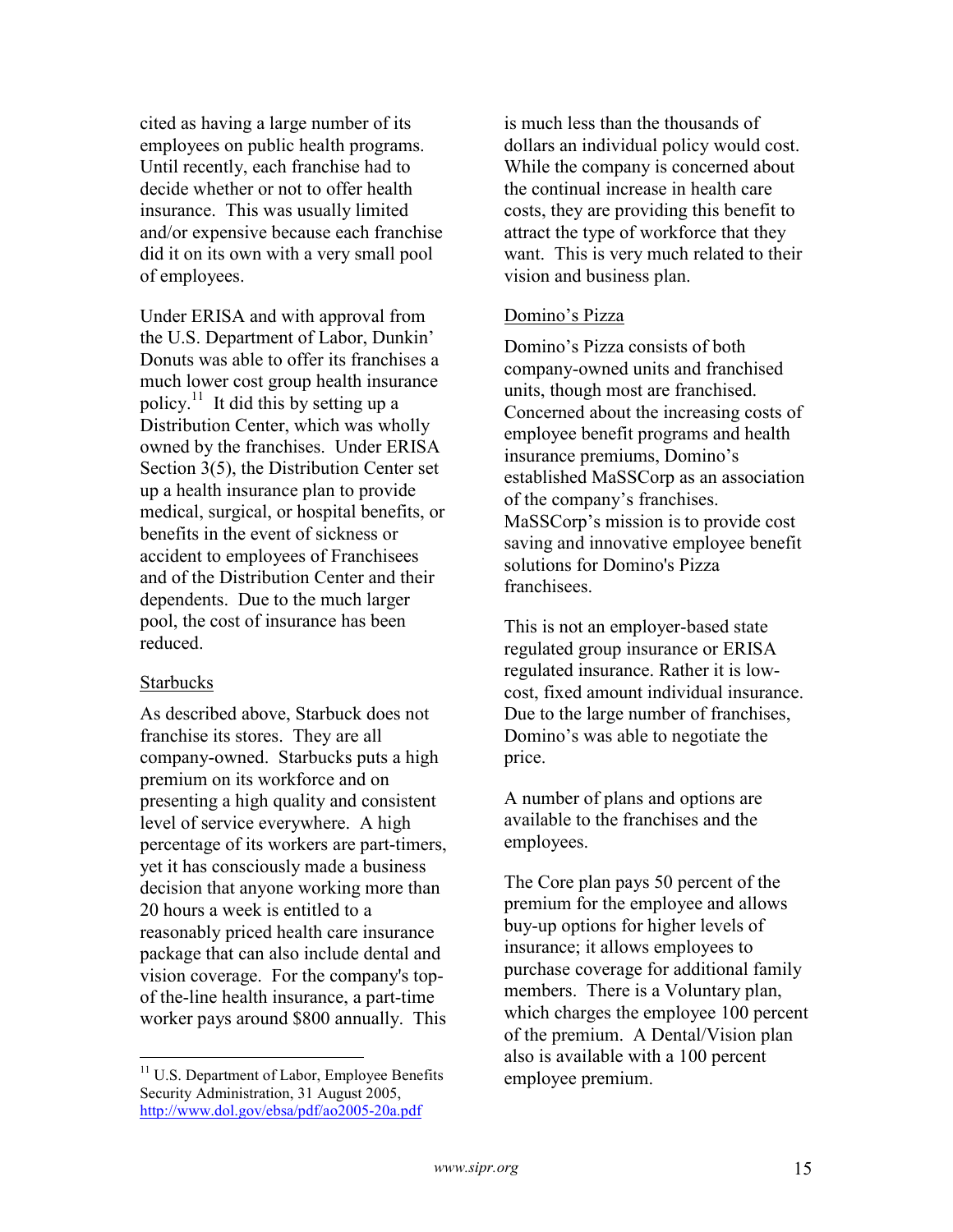cited as having a large number of its employees on public health programs. Until recently, each franchise had to decide whether or not to offer health insurance. This was usually limited and/or expensive because each franchise did it on its own with a very small pool of employees.

Under ERISA and with approval from the U.S. Department of Labor, Dunkin' Donuts was able to offer its franchises a much lower cost group health insurance policy.[11] It did this by setting up a Distribution Center, which was wholly owned by the franchises. Under ERISA Section 3(5), the Distribution Center set up a health insurance plan to provide medical, surgical, or hospital benefits, or benefits in the event of sickness or accident to employees of Franchisees and of the Distribution Center and their dependents. Due to the much larger pool, the cost of insurance has been reduced.

### Starbucks

As described above, Starbuck does not franchise its stores. They are all company-owned. Starbucks puts a high premium on its workforce and on presenting a high quality and consistent level of service everywhere. A high percentage of its workers are part-timers, yet it has consciously made a business decision that anyone working more than 20 hours a week is entitled to a reasonably priced health care insurance package that can also include dental and vision coverage. For the company's top-of the-line health insurance, a part-time worker pays around $800 annually. This is much less than the thousands of dollars an individual policy would cost. While the company is concerned about the continual increase in health care costs, they are providing this benefit to attract the type of workforce that they want. This is very much related to their vision and business plan.

### Domino's Pizza

Domino's Pizza consists of both company-owned units and franchised units, though most are franchised. Concerned about the increasing costs of employee benefit programs and health insurance premiums, Domino's established MaSSCorp as an association of the company's franchises. MaSSCorp's mission is to provide cost saving and innovative employee benefit solutions for Domino's Pizza franchisees.

This is not an employer-based state regulated group insurance or ERISA regulated insurance. Rather it is low-cost, fixed amount individual insurance. Due to the large number of franchises, Domino's was able to negotiate the price.

A number of plans and options are available to the franchises and the employees.

The Core plan pays 50 percent of the premium for the employee and allows buy-up options for higher levels of insurance; it allows employees to purchase coverage for additional family members. There is a Voluntary plan, which charges the employee 100 percent of the premium. A Dental/Vision plan also is available with a 100 percent employee premium.

---

[11] U.S. Department of Labor, Employee Benefits Security Administration, 31 August 2005, http://www.dol.gov/ebsa/pdf/ao2005-20a.pdf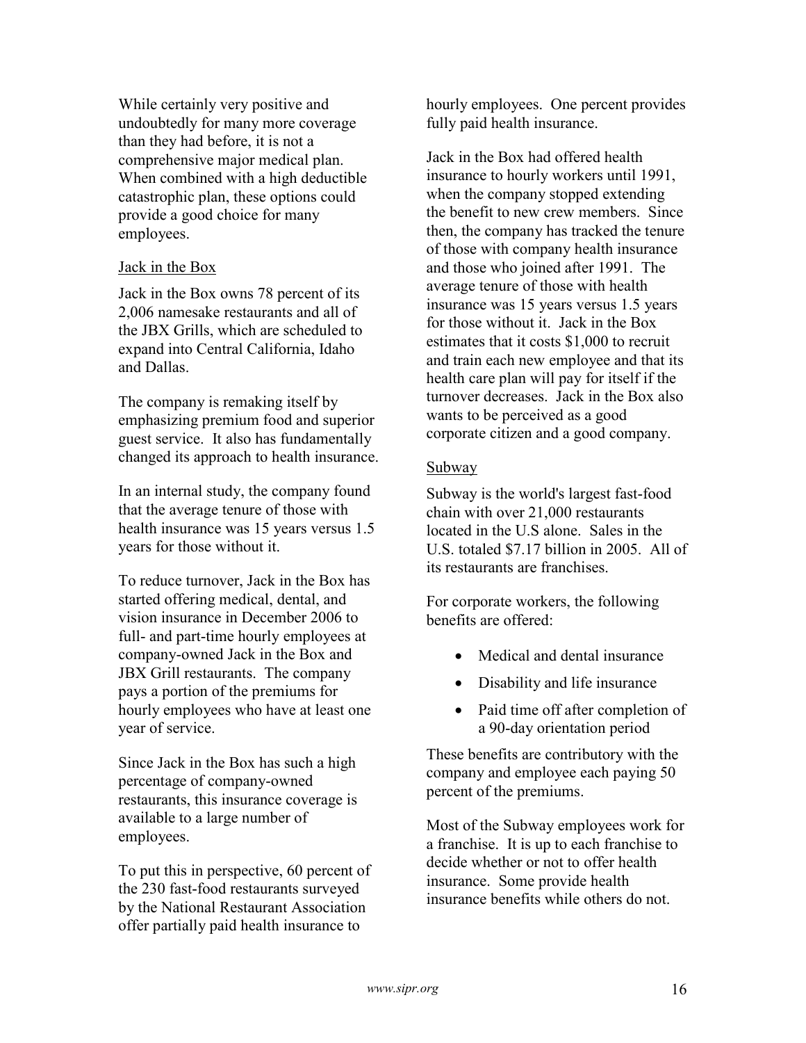While certainly very positive and undoubtedly for many more coverage than they had before, it is not a comprehensive major medical plan. When combined with a high deductible catastrophic plan, these options could provide a good choice for many employees.

### Jack in the Box

Jack in the Box owns 78 percent of its 2,006 namesake restaurants and all of the JBX Grills, which are scheduled to expand into Central California, Idaho and Dallas.

The company is remaking itself by emphasizing premium food and superior guest service. It also has fundamentally changed its approach to health insurance.

In an internal study, the company found that the average tenure of those with health insurance was 15 years versus 1.5 years for those without it.

To reduce turnover, Jack in the Box has started offering medical, dental, and vision insurance in December 2006 to full- and part-time hourly employees at company-owned Jack in the Box and JBX Grill restaurants. The company pays a portion of the premiums for hourly employees who have at least one year of service.

Since Jack in the Box has such a high percentage of company-owned restaurants, this insurance coverage is available to a large number of employees.

To put this in perspective, 60 percent of the 230 fast-food restaurants surveyed by the National Restaurant Association offer partially paid health insurance to hourly employees. One percent provides fully paid health insurance.

Jack in the Box had offered health insurance to hourly workers until 1991, when the company stopped extending the benefit to new crew members. Since then, the company has tracked the tenure of those with company health insurance and those who joined after 1991. The average tenure of those with health insurance was 15 years versus 1.5 years for those without it. Jack in the Box estimates that it costs $1,000 to recruit and train each new employee and that its health care plan will pay for itself if the turnover decreases. Jack in the Box also wants to be perceived as a good corporate citizen and a good company.

### Subway

Subway is the world's largest fast-food chain with over 21,000 restaurants located in the U.S alone. Sales in the U.S. totaled $7.17 billion in 2005. All of its restaurants are franchises.

For corporate workers, the following benefits are offered:

- Medical and dental insurance
- Disability and life insurance
- Paid time off after completion of a 90-day orientation period

These benefits are contributory with the company and employee each paying 50 percent of the premiums.

Most of the Subway employees work for a franchise. It is up to each franchise to decide whether or not to offer health insurance. Some provide health insurance benefits while others do not.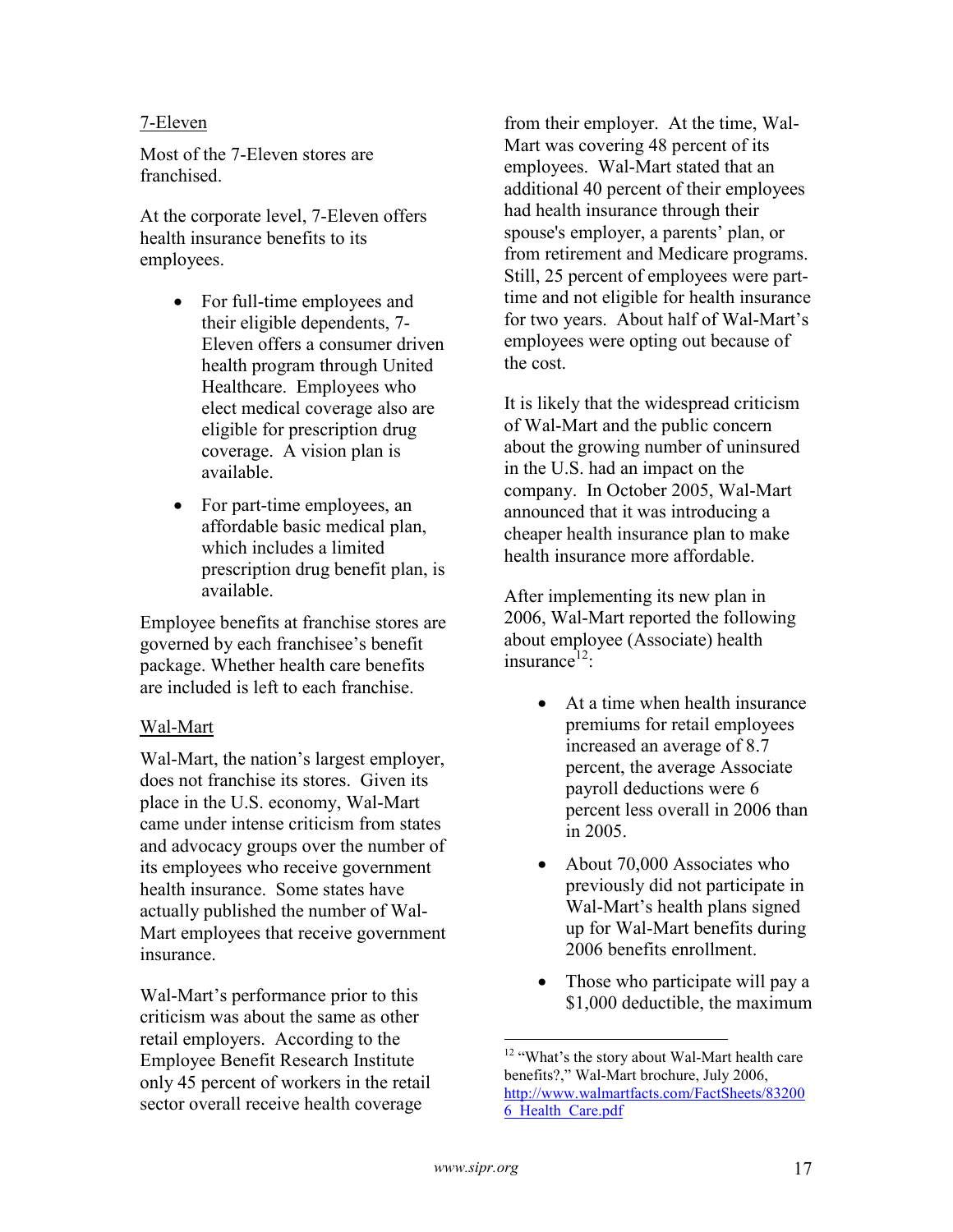7-Eleven

Most of the 7-Eleven stores are franchised.

At the corporate level, 7-Eleven offers health insurance benefits to its employees.

- For full-time employees and their eligible dependents, 7-Eleven offers a consumer driven health program through United Healthcare. Employees who elect medical coverage also are eligible for prescription drug coverage. A vision plan is available.
- For part-time employees, an affordable basic medical plan, which includes a limited prescription drug benefit plan, is available.

Employee benefits at franchise stores are governed by each franchisee's benefit package. Whether health care benefits are included is left to each franchise.

Wal-Mart

Wal-Mart, the nation's largest employer, does not franchise its stores. Given its place in the U.S. economy, Wal-Mart came under intense criticism from states and advocacy groups over the number of its employees who receive government health insurance. Some states have actually published the number of Wal-Mart employees that receive government insurance.

Wal-Mart's performance prior to this criticism was about the same as other retail employers. According to the Employee Benefit Research Institute only 45 percent of workers in the retail sector overall receive health coverage from their employer. At the time, Wal-Mart was covering 48 percent of its employees. Wal-Mart stated that an additional 40 percent of their employees had health insurance through their spouse's employer, a parents' plan, or from retirement and Medicare programs. Still, 25 percent of employees were part-time and not eligible for health insurance for two years. About half of Wal-Mart's employees were opting out because of the cost.

It is likely that the widespread criticism of Wal-Mart and the public concern about the growing number of uninsured in the U.S. had an impact on the company. In October 2005, Wal-Mart announced that it was introducing a cheaper health insurance plan to make health insurance more affordable.

After implementing its new plan in 2006, Wal-Mart reported the following about employee (Associate) health insurance[12]:

- At a time when health insurance premiums for retail employees increased an average of 8.7 percent, the average Associate payroll deductions were 6 percent less overall in 2006 than in 2005.
- About 70,000 Associates who previously did not participate in Wal-Mart's health plans signed up for Wal-Mart benefits during 2006 benefits enrollment.
- Those who participate will pay a $1,000 deductible, the maximum

[12] "What's the story about Wal-Mart health care benefits?," Wal-Mart brochure, July 2006, http://www.walmartfacts.com/FactSheets/832006_Health_Care.pdf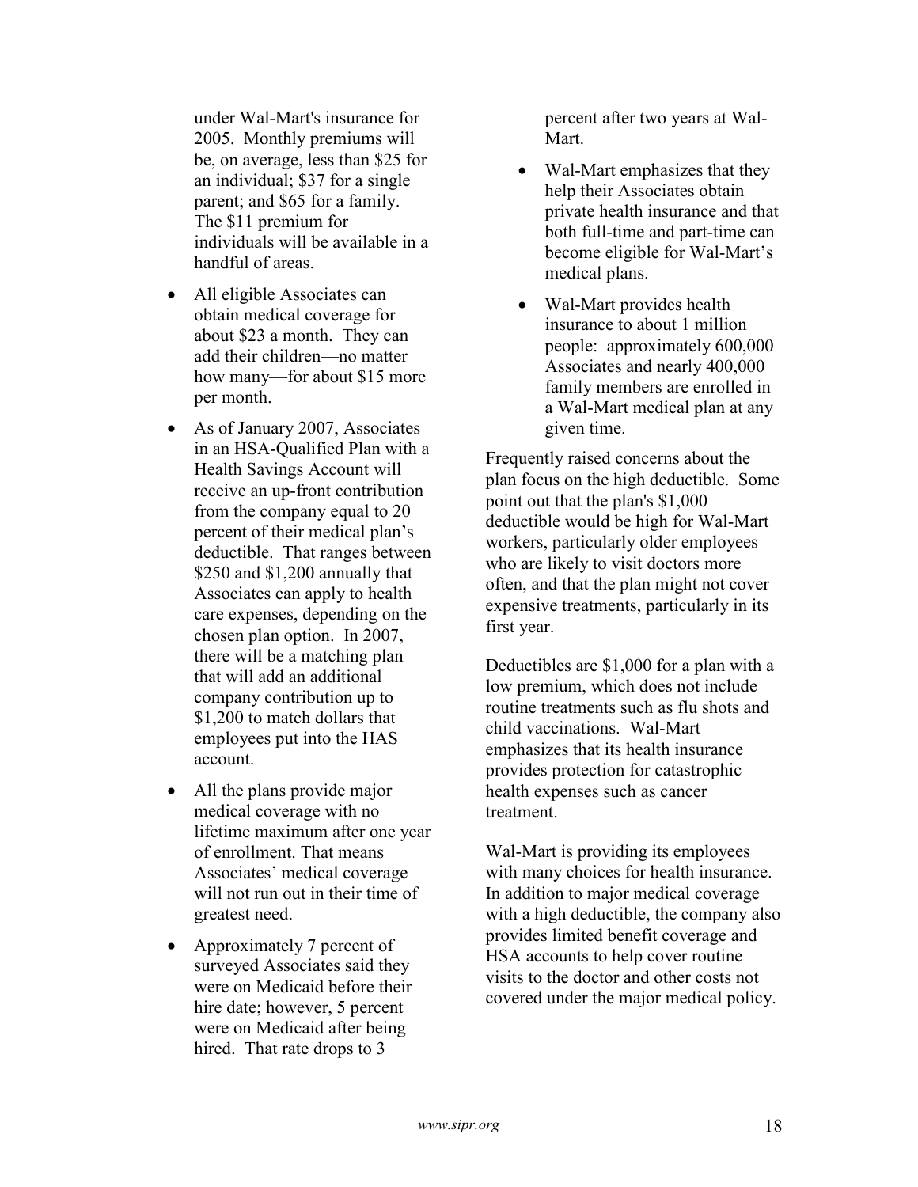under Wal-Mart's insurance for 2005. Monthly premiums will be, on average, less than $25 for an individual; $37 for a single parent; and $65 for a family. The $11 premium for individuals will be available in a handful of areas.

- All eligible Associates can obtain medical coverage for about $23 a month. They can add their children—no matter how many—for about $15 more per month.
- As of January 2007, Associates in an HSA-Qualified Plan with a Health Savings Account will receive an up-front contribution from the company equal to 20 percent of their medical plan's deductible. That ranges between $250 and $1,200 annually that Associates can apply to health care expenses, depending on the chosen plan option. In 2007, there will be a matching plan that will add an additional company contribution up to $1,200 to match dollars that employees put into the HAS account.
- All the plans provide major medical coverage with no lifetime maximum after one year of enrollment. That means Associates' medical coverage will not run out in their time of greatest need.
- Approximately 7 percent of surveyed Associates said they were on Medicaid before their hire date; however, 5 percent were on Medicaid after being hired. That rate drops to 3 percent after two years at Wal-Mart.
- Wal-Mart emphasizes that they help their Associates obtain private health insurance and that both full-time and part-time can become eligible for Wal-Mart's medical plans.
- Wal-Mart provides health insurance to about 1 million people: approximately 600,000 Associates and nearly 400,000 family members are enrolled in a Wal-Mart medical plan at any given time.

Frequently raised concerns about the plan focus on the high deductible. Some point out that the plan's $1,000 deductible would be high for Wal-Mart workers, particularly older employees who are likely to visit doctors more often, and that the plan might not cover expensive treatments, particularly in its first year.

Deductibles are $1,000 for a plan with a low premium, which does not include routine treatments such as flu shots and child vaccinations. Wal-Mart emphasizes that its health insurance provides protection for catastrophic health expenses such as cancer treatment.

Wal-Mart is providing its employees with many choices for health insurance. In addition to major medical coverage with a high deductible, the company also provides limited benefit coverage and HSA accounts to help cover routine visits to the doctor and other costs not covered under the major medical policy.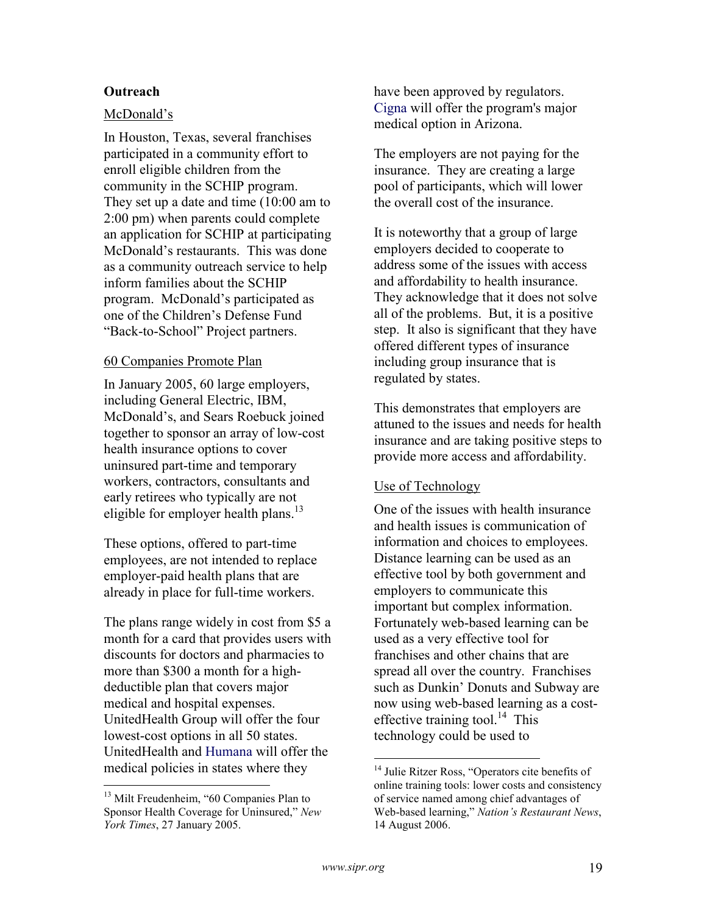**Outreach**

McDonald's

In Houston, Texas, several franchises participated in a community effort to enroll eligible children from the community in the SCHIP program. They set up a date and time (10:00 am to 2:00 pm) when parents could complete an application for SCHIP at participating McDonald's restaurants. This was done as a community outreach service to help inform families about the SCHIP program. McDonald's participated as one of the Children's Defense Fund "Back-to-School" Project partners.

60 Companies Promote Plan

In January 2005, 60 large employers, including General Electric, IBM, McDonald's, and Sears Roebuck joined together to sponsor an array of low-cost health insurance options to cover uninsured part-time and temporary workers, contractors, consultants and early retirees who typically are not eligible for employer health plans.[13]

These options, offered to part-time employees, are not intended to replace employer-paid health plans that are already in place for full-time workers.

The plans range widely in cost from $5 a month for a card that provides users with discounts for doctors and pharmacies to more than $300 a month for a high-deductible plan that covers major medical and hospital expenses. UnitedHealth Group will offer the four lowest-cost options in all 50 states. UnitedHealth and Humana will offer the medical policies in states where they have been approved by regulators. Cigna will offer the program's major medical option in Arizona.

The employers are not paying for the insurance. They are creating a large pool of participants, which will lower the overall cost of the insurance.

It is noteworthy that a group of large employers decided to cooperate to address some of the issues with access and affordability to health insurance. They acknowledge that it does not solve all of the problems. But, it is a positive step. It also is significant that they have offered different types of insurance including group insurance that is regulated by states.

This demonstrates that employers are attuned to the issues and needs for health insurance and are taking positive steps to provide more access and affordability.

Use of Technology

One of the issues with health insurance and health issues is communication of information and choices to employees. Distance learning can be used as an effective tool by both government and employers to communicate this important but complex information. Fortunately web-based learning can be used as a very effective tool for franchises and other chains that are spread all over the country. Franchises such as Dunkin' Donuts and Subway are now using web-based learning as a cost-effective training tool.[14] This technology could be used to

---

[13] Milt Freudenheim, "60 Companies Plan to Sponsor Health Coverage for Uninsured," *New York Times*, 27 January 2005.

[14] Julie Ritzer Ross, "Operators cite benefits of online training tools: lower costs and consistency of service named among chief advantages of Web-based learning," *Nation's Restaurant News*, 14 August 2006.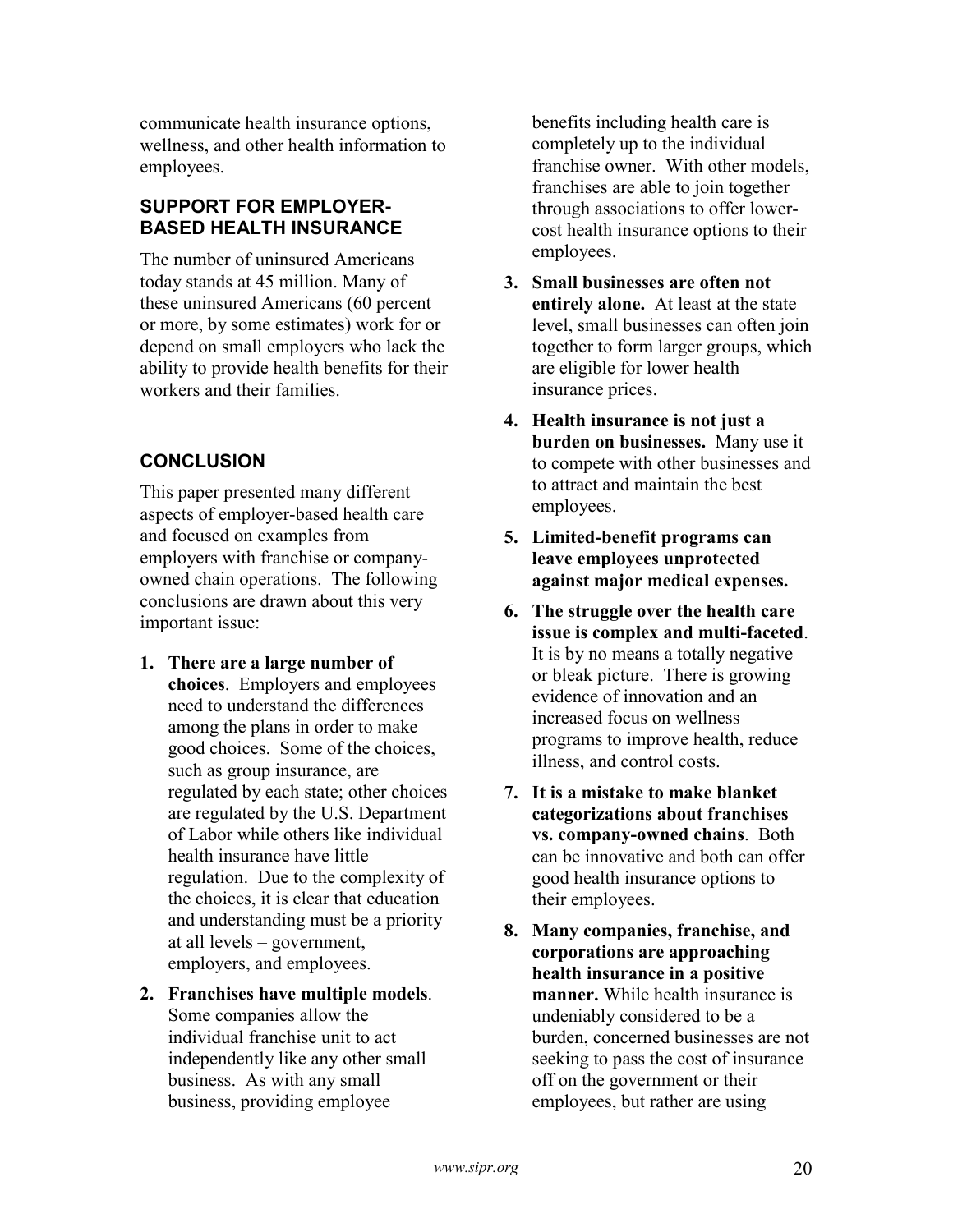communicate health insurance options, wellness, and other health information to employees.

## SUPPORT FOR EMPLOYER-BASED HEALTH INSURANCE

The number of uninsured Americans today stands at 45 million. Many of these uninsured Americans (60 percent or more, by some estimates) work for or depend on small employers who lack the ability to provide health benefits for their workers and their families.

## CONCLUSION

This paper presented many different aspects of employer-based health care and focused on examples from employers with franchise or company-owned chain operations. The following conclusions are drawn about this very important issue:

1. **There are a large number of choices**. Employers and employees need to understand the differences among the plans in order to make good choices. Some of the choices, such as group insurance, are regulated by each state; other choices are regulated by the U.S. Department of Labor while others like individual health insurance have little regulation. Due to the complexity of the choices, it is clear that education and understanding must be a priority at all levels – government, employers, and employees.
2. **Franchises have multiple models**. Some companies allow the individual franchise unit to act independently like any other small business. As with any small business, providing employee benefits including health care is completely up to the individual franchise owner. With other models, franchises are able to join together through associations to offer lower-cost health insurance options to their employees.
3. **Small businesses are often not entirely alone.** At least at the state level, small businesses can often join together to form larger groups, which are eligible for lower health insurance prices.
4. **Health insurance is not just a burden on businesses.** Many use it to compete with other businesses and to attract and maintain the best employees.
5. **Limited-benefit programs can leave employees unprotected against major medical expenses.**
6. **The struggle over the health care issue is complex and multi-faceted**. It is by no means a totally negative or bleak picture. There is growing evidence of innovation and an increased focus on wellness programs to improve health, reduce illness, and control costs.
7. **It is a mistake to make blanket categorizations about franchises vs. company-owned chains**. Both can be innovative and both can offer good health insurance options to their employees.
8. **Many companies, franchise, and corporations are approaching health insurance in a positive manner.** While health insurance is undeniably considered to be a burden, concerned businesses are not seeking to pass the cost of insurance off on the government or their employees, but rather are using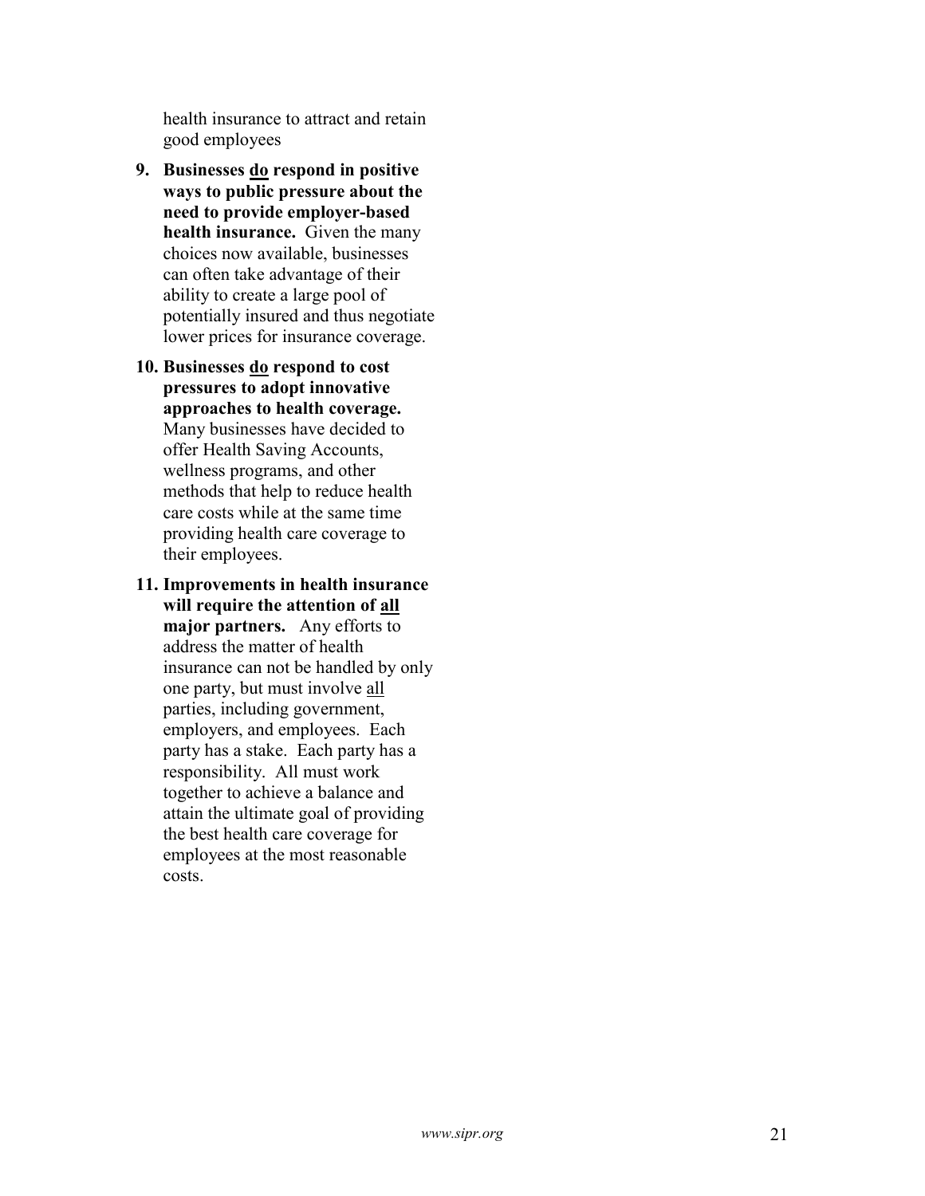health insurance to attract and retain good employees

9. **Businesses <u>do</u> respond in positive ways to public pressure about the need to provide employer-based health insurance.** Given the many choices now available, businesses can often take advantage of their ability to create a large pool of potentially insured and thus negotiate lower prices for insurance coverage.

10. **Businesses <u>do</u> respond to cost pressures to adopt innovative approaches to health coverage.** Many businesses have decided to offer Health Saving Accounts, wellness programs, and other methods that help to reduce health care costs while at the same time providing health care coverage to their employees.

11. **Improvements in health insurance will require the attention of <u>all</u> major partners.** Any efforts to address the matter of health insurance can not be handled by only one party, but must involve <u>all</u> parties, including government, employers, and employees. Each party has a stake. Each party has a responsibility. All must work together to achieve a balance and attain the ultimate goal of providing the best health care coverage for employees at the most reasonable costs.